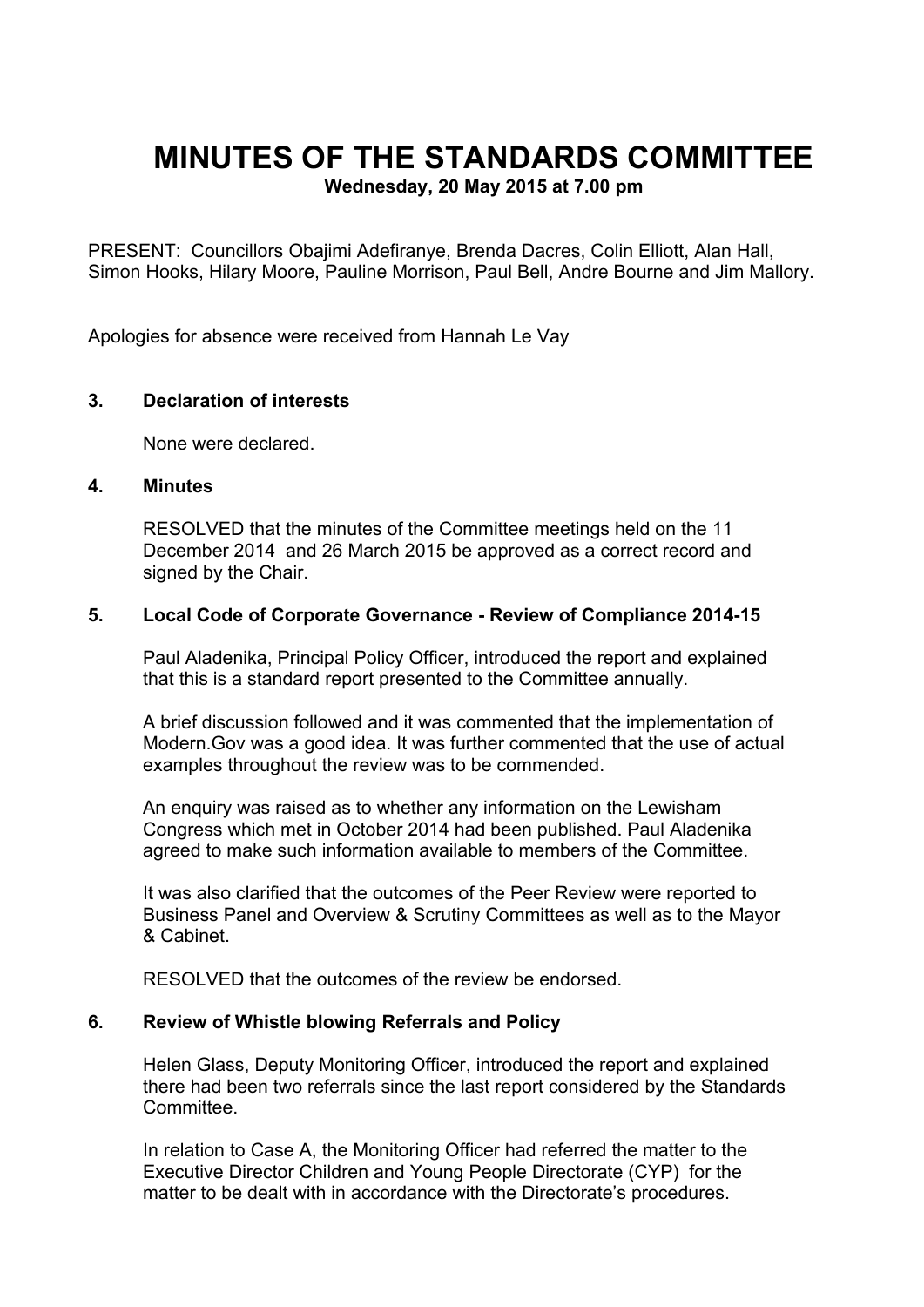# MINUTES OF THE STANDARDS COMMITTEE

**Wednesday, 20 May 2015 at 7.00 pm**

PRESENT: Councillors Obajimi Adefiranye, Brenda Dacres, Colin Elliott, Alan Hall, Simon Hooks, Hilary Moore, Pauline Morrison, Paul Bell, Andre Bourne and Jim Mallory.

Apologies for absence were received from Hannah Le Vay

### 3. Declaration of interests

None were declared.

### 4. Minutes

RESOLVED that the minutes of the Committee meetings held on the 11 December 2014 and 26 March 2015 be approved as a correct record and signed by the Chair.

### 5. Local Code of Corporate Governance - Review of Compliance 2014-15

Paul Aladenika, Principal Policy Officer, introduced the report and explained that this is a standard report presented to the Committee annually.

A brief discussion followed and it was commented that the implementation of Modern.Gov was a good idea. It was further commented that the use of actual examples throughout the review was to be commended.

An enquiry was raised as to whether any information on the Lewisham Congress which met in October 2014 had been published. Paul Aladenika agreed to make such information available to members of the Committee.

It was also clarified that the outcomes of the Peer Review were reported to Business Panel and Overview & Scrutiny Committees as well as to the Mayor & Cabinet.

RESOLVED that the outcomes of the review be endorsed.

### 6. Review of Whistle blowing Referrals and Policy

Helen Glass, Deputy Monitoring Officer, introduced the report and explained there had been two referrals since the last report considered by the Standards Committee.

In relation to Case A, the Monitoring Officer had referred the matter to the Executive Director Children and Young People Directorate (CYP) for the matter to be dealt with in accordance with the Directorate's procedures.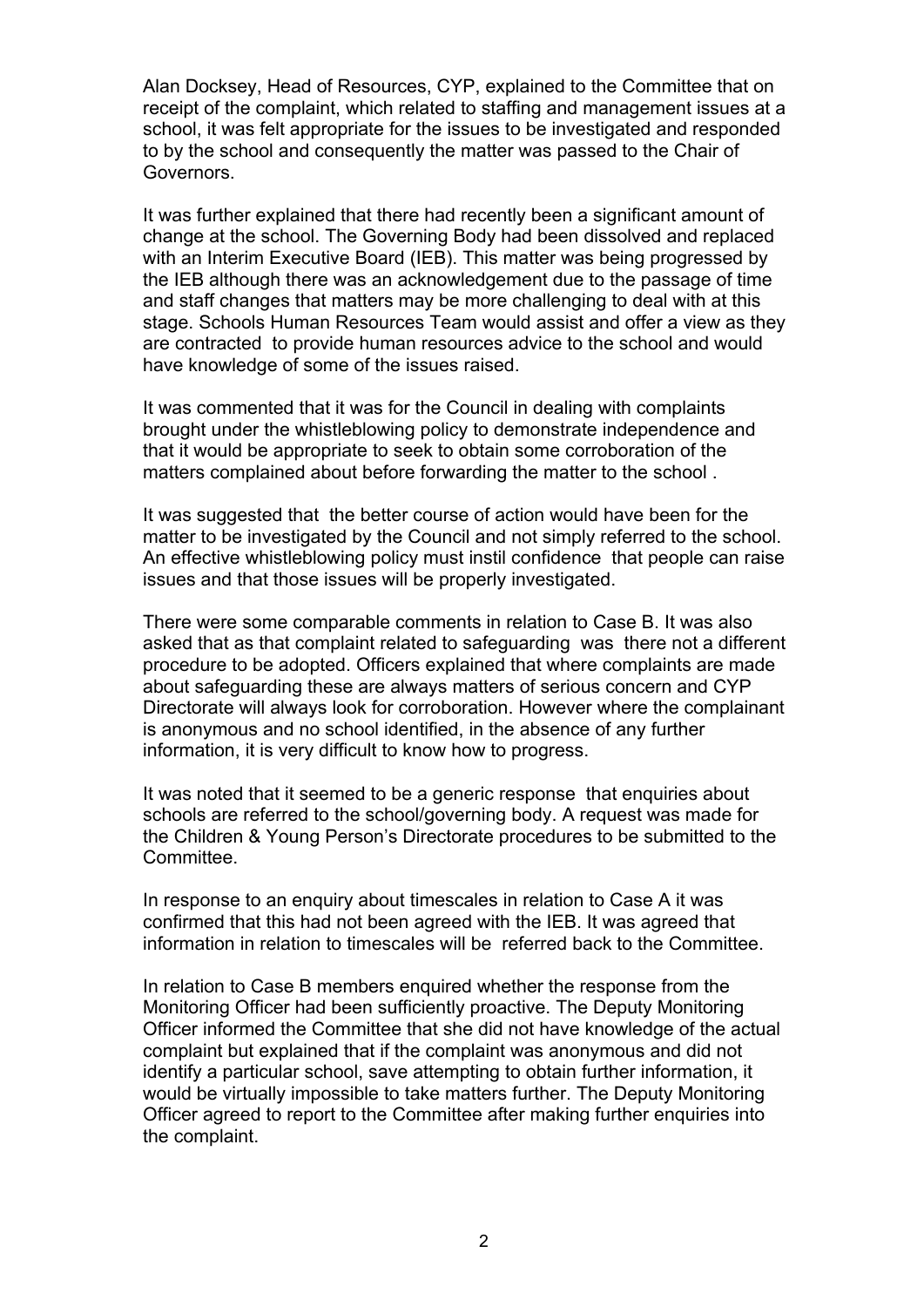Alan Docksey, Head of Resources, CYP, explained to the Committee that on receipt of the complaint, which related to staffing and management issues at a school, it was felt appropriate for the issues to be investigated and responded to by the school and consequently the matter was passed to the Chair of Governors.

It was further explained that there had recently been a significant amount of change at the school. The Governing Body had been dissolved and replaced with an Interim Executive Board (IEB). This matter was being progressed by the IEB although there was an acknowledgement due to the passage of time and staff changes that matters may be more challenging to deal with at this stage. Schools Human Resources Team would assist and offer a view as they are contracted to provide human resources advice to the school and would have knowledge of some of the issues raised.

It was commented that it was for the Council in dealing with complaints brought under the whistleblowing policy to demonstrate independence and that it would be appropriate to seek to obtain some corroboration of the matters complained about before forwarding the matter to the school .

It was suggested that the better course of action would have been for the matter to be investigated by the Council and not simply referred to the school. An effective whistleblowing policy must instil confidence that people can raise issues and that those issues will be properly investigated.

There were some comparable comments in relation to Case B. It was also asked that as that complaint related to safeguarding was there not a different procedure to be adopted. Officers explained that where complaints are made about safeguarding these are always matters of serious concern and CYP Directorate will always look for corroboration. However where the complainant is anonymous and no school identified, in the absence of any further information, it is very difficult to know how to progress.

It was noted that it seemed to be a generic response that enquiries about schools are referred to the school/governing body. A request was made for the Children & Young Person's Directorate procedures to be submitted to the Committee.

In response to an enquiry about timescales in relation to Case A it was confirmed that this had not been agreed with the IEB. It was agreed that information in relation to timescales will be referred back to the Committee.

In relation to Case B members enquired whether the response from the Monitoring Officer had been sufficiently proactive. The Deputy Monitoring Officer informed the Committee that she did not have knowledge of the actual complaint but explained that if the complaint was anonymous and did not identify a particular school, save attempting to obtain further information, it would be virtually impossible to take matters further. The Deputy Monitoring Officer agreed to report to the Committee after making further enquiries into the complaint.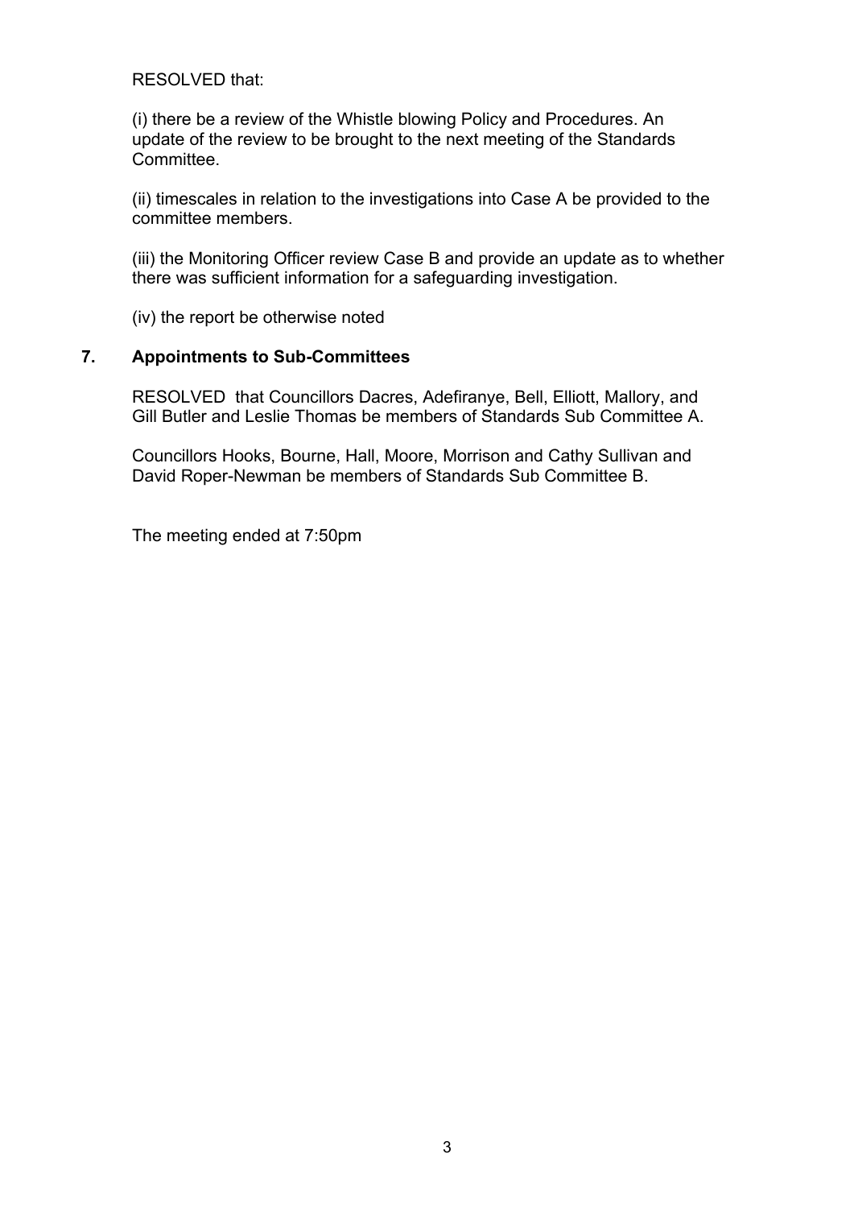RESOLVED that:

(i) there be a review of the Whistle blowing Policy and Procedures. An update of the review to be brought to the next meeting of the Standards Committee.

(ii) timescales in relation to the investigations into Case A be provided to the committee members.

(iii) the Monitoring Officer review Case B and provide an update as to whether there was sufficient information for a safeguarding investigation.

(iv) the report be otherwise noted

## 7. Appointments to Sub-Committees

RESOLVED that Councillors Dacres, Adefiranye, Bell, Elliott, Mallory, and Gill Butler and Leslie Thomas be members of Standards Sub Committee A.

Councillors Hooks, Bourne, Hall, Moore, Morrison and Cathy Sullivan and David Roper-Newman be members of Standards Sub Committee B.

The meeting ended at 7:50pm